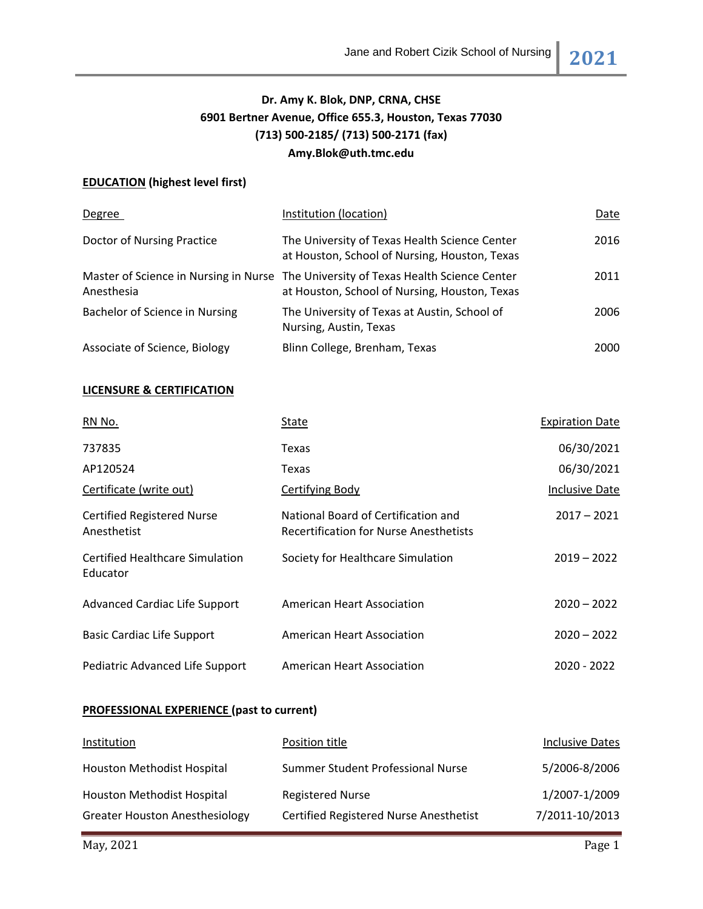**Dr. Amy K. Blok, DNP, CRNA, CHSE**
**6901 Bertner Avenue, Office 655.3, Houston, Texas 77030**
**(713) 500-2185/ (713) 500-2171 (fax)**
**Amy.Blok@uth.tmc.edu**

## EDUCATION (highest level first)

| Degree | Institution (location) | Date |
|---|---|---|
| Doctor of Nursing Practice | The University of Texas Health Science Center at Houston, School of Nursing, Houston, Texas | 2016 |
| Master of Science in Nursing in Nurse Anesthesia | The University of Texas Health Science Center at Houston, School of Nursing, Houston, Texas | 2011 |
| Bachelor of Science in Nursing | The University of Texas at Austin, School of Nursing, Austin, Texas | 2006 |
| Associate of Science, Biology | Blinn College, Brenham, Texas | 2000 |

## LICENSURE & CERTIFICATION

| RN No. | State | Expiration Date |
|---|---|---|
| 737835 | Texas | 06/30/2021 |
| AP120524 | Texas | 06/30/2021 |

| Certificate (write out) | Certifying Body | Inclusive Date |
|---|---|---|
| Certified Registered Nurse Anesthetist | National Board of Certification and Recertification for Nurse Anesthetists | 2017 – 2021 |
| Certified Healthcare Simulation Educator | Society for Healthcare Simulation | 2019 – 2022 |
| Advanced Cardiac Life Support | American Heart Association | 2020 – 2022 |
| Basic Cardiac Life Support | American Heart Association | 2020 – 2022 |
| Pediatric Advanced Life Support | American Heart Association | 2020 - 2022 |

## PROFESSIONAL EXPERIENCE (past to current)

| Institution | Position title | Inclusive Dates |
|---|---|---|
| Houston Methodist Hospital | Summer Student Professional Nurse | 5/2006-8/2006 |
| Houston Methodist Hospital | Registered Nurse | 1/2007-1/2009 |
| Greater Houston Anesthesiology | Certified Registered Nurse Anesthetist | 7/2011-10/2013 |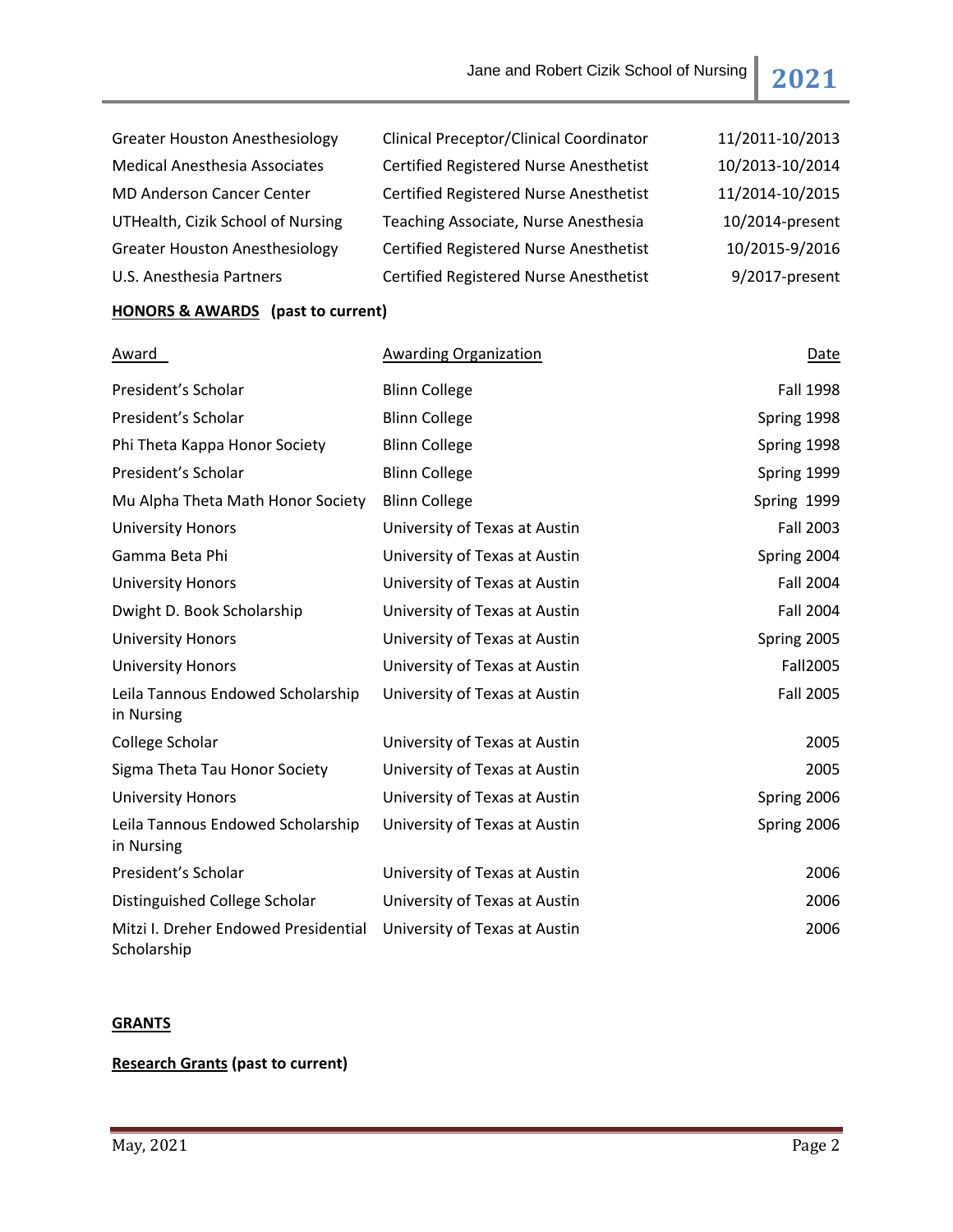| | | |
|---|---|---|
| Greater Houston Anesthesiology | Clinical Preceptor/Clinical Coordinator | 11/2011-10/2013 |
| Medical Anesthesia Associates | Certified Registered Nurse Anesthetist | 10/2013-10/2014 |
| MD Anderson Cancer Center | Certified Registered Nurse Anesthetist | 11/2014-10/2015 |
| UTHealth, Cizik School of Nursing | Teaching Associate, Nurse Anesthesia | 10/2014-present |
| Greater Houston Anesthesiology | Certified Registered Nurse Anesthetist | 10/2015-9/2016 |
| U.S. Anesthesia Partners | Certified Registered Nurse Anesthetist | 9/2017-present |

**HONORS & AWARDS (past to current)**

| Award | Awarding Organization | Date |
|---|---|---|
| President's Scholar | Blinn College | Fall 1998 |
| President's Scholar | Blinn College | Spring 1998 |
| Phi Theta Kappa Honor Society | Blinn College | Spring 1998 |
| President's Scholar | Blinn College | Spring 1999 |
| Mu Alpha Theta Math Honor Society | Blinn College | Spring 1999 |
| University Honors | University of Texas at Austin | Fall 2003 |
| Gamma Beta Phi | University of Texas at Austin | Spring 2004 |
| University Honors | University of Texas at Austin | Fall 2004 |
| Dwight D. Book Scholarship | University of Texas at Austin | Fall 2004 |
| University Honors | University of Texas at Austin | Spring 2005 |
| University Honors | University of Texas at Austin | Fall2005 |
| Leila Tannous Endowed Scholarship in Nursing | University of Texas at Austin | Fall 2005 |
| College Scholar | University of Texas at Austin | 2005 |
| Sigma Theta Tau Honor Society | University of Texas at Austin | 2005 |
| University Honors | University of Texas at Austin | Spring 2006 |
| Leila Tannous Endowed Scholarship in Nursing | University of Texas at Austin | Spring 2006 |
| President's Scholar | University of Texas at Austin | 2006 |
| Distinguished College Scholar | University of Texas at Austin | 2006 |
| Mitzi I. Dreher Endowed Presidential Scholarship | University of Texas at Austin | 2006 |

**GRANTS**

**Research Grants (past to current)**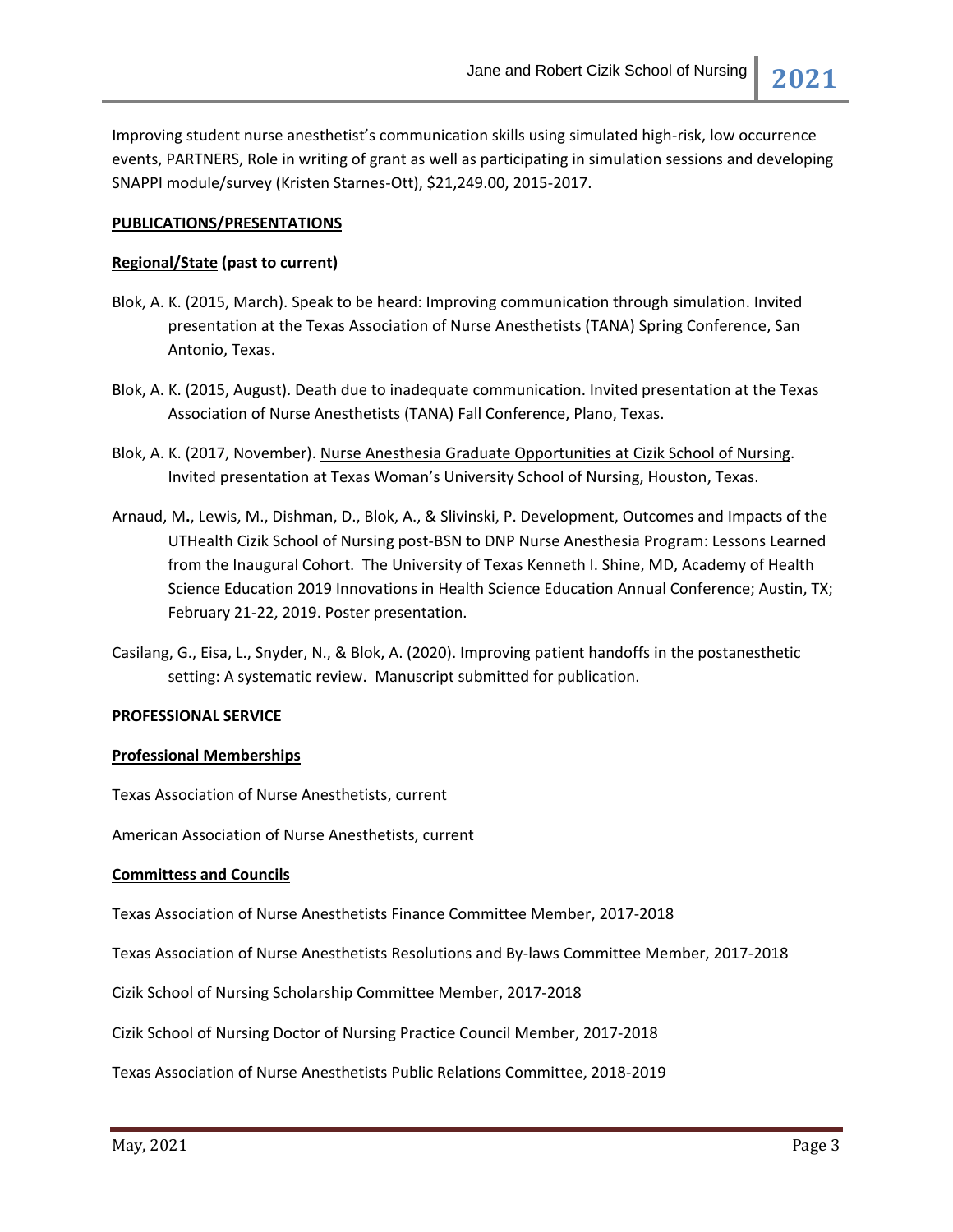Improving student nurse anesthetist's communication skills using simulated high-risk, low occurrence events, PARTNERS, Role in writing of grant as well as participating in simulation sessions and developing SNAPPI module/survey (Kristen Starnes-Ott), $21,249.00, 2015-2017.

## PUBLICATIONS/PRESENTATIONS

### Regional/State (past to current)

Blok, A. K. (2015, March). Speak to be heard: Improving communication through simulation. Invited presentation at the Texas Association of Nurse Anesthetists (TANA) Spring Conference, San Antonio, Texas.

Blok, A. K. (2015, August). Death due to inadequate communication. Invited presentation at the Texas Association of Nurse Anesthetists (TANA) Fall Conference, Plano, Texas.

Blok, A. K. (2017, November). Nurse Anesthesia Graduate Opportunities at Cizik School of Nursing. Invited presentation at Texas Woman's University School of Nursing, Houston, Texas.

Arnaud, M., Lewis, M., Dishman, D., Blok, A., & Slivinski, P. Development, Outcomes and Impacts of the UTHealth Cizik School of Nursing post-BSN to DNP Nurse Anesthesia Program: Lessons Learned from the Inaugural Cohort. The University of Texas Kenneth I. Shine, MD, Academy of Health Science Education 2019 Innovations in Health Science Education Annual Conference; Austin, TX; February 21-22, 2019. Poster presentation.

Casilang, G., Eisa, L., Snyder, N., & Blok, A. (2020). Improving patient handoffs in the postanesthetic setting: A systematic review. Manuscript submitted for publication.

## PROFESSIONAL SERVICE

### Professional Memberships

Texas Association of Nurse Anesthetists, current

American Association of Nurse Anesthetists, current

### Committess and Councils

Texas Association of Nurse Anesthetists Finance Committee Member, 2017-2018

Texas Association of Nurse Anesthetists Resolutions and By-laws Committee Member, 2017-2018

Cizik School of Nursing Scholarship Committee Member, 2017-2018

Cizik School of Nursing Doctor of Nursing Practice Council Member, 2017-2018

Texas Association of Nurse Anesthetists Public Relations Committee, 2018-2019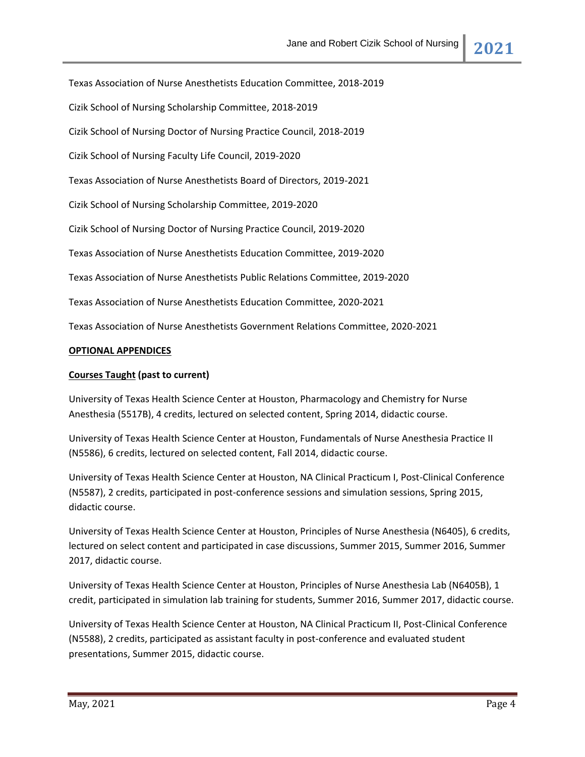Texas Association of Nurse Anesthetists Education Committee, 2018-2019

Cizik School of Nursing Scholarship Committee, 2018-2019

Cizik School of Nursing Doctor of Nursing Practice Council, 2018-2019

Cizik School of Nursing Faculty Life Council, 2019-2020

Texas Association of Nurse Anesthetists Board of Directors, 2019-2021

Cizik School of Nursing Scholarship Committee, 2019-2020

Cizik School of Nursing Doctor of Nursing Practice Council, 2019-2020

Texas Association of Nurse Anesthetists Education Committee, 2019-2020

Texas Association of Nurse Anesthetists Public Relations Committee, 2019-2020

Texas Association of Nurse Anesthetists Education Committee, 2020-2021

Texas Association of Nurse Anesthetists Government Relations Committee, 2020-2021

**OPTIONAL APPENDICES**

**Courses Taught (past to current)**

University of Texas Health Science Center at Houston, Pharmacology and Chemistry for Nurse Anesthesia (5517B), 4 credits, lectured on selected content, Spring 2014, didactic course.

University of Texas Health Science Center at Houston, Fundamentals of Nurse Anesthesia Practice II (N5586), 6 credits, lectured on selected content, Fall 2014, didactic course.

University of Texas Health Science Center at Houston, NA Clinical Practicum I, Post-Clinical Conference (N5587), 2 credits, participated in post-conference sessions and simulation sessions, Spring 2015, didactic course.

University of Texas Health Science Center at Houston, Principles of Nurse Anesthesia (N6405), 6 credits, lectured on select content and participated in case discussions, Summer 2015, Summer 2016, Summer 2017, didactic course.

University of Texas Health Science Center at Houston, Principles of Nurse Anesthesia Lab (N6405B), 1 credit, participated in simulation lab training for students, Summer 2016, Summer 2017, didactic course.

University of Texas Health Science Center at Houston, NA Clinical Practicum II, Post-Clinical Conference (N5588), 2 credits, participated as assistant faculty in post-conference and evaluated student presentations, Summer 2015, didactic course.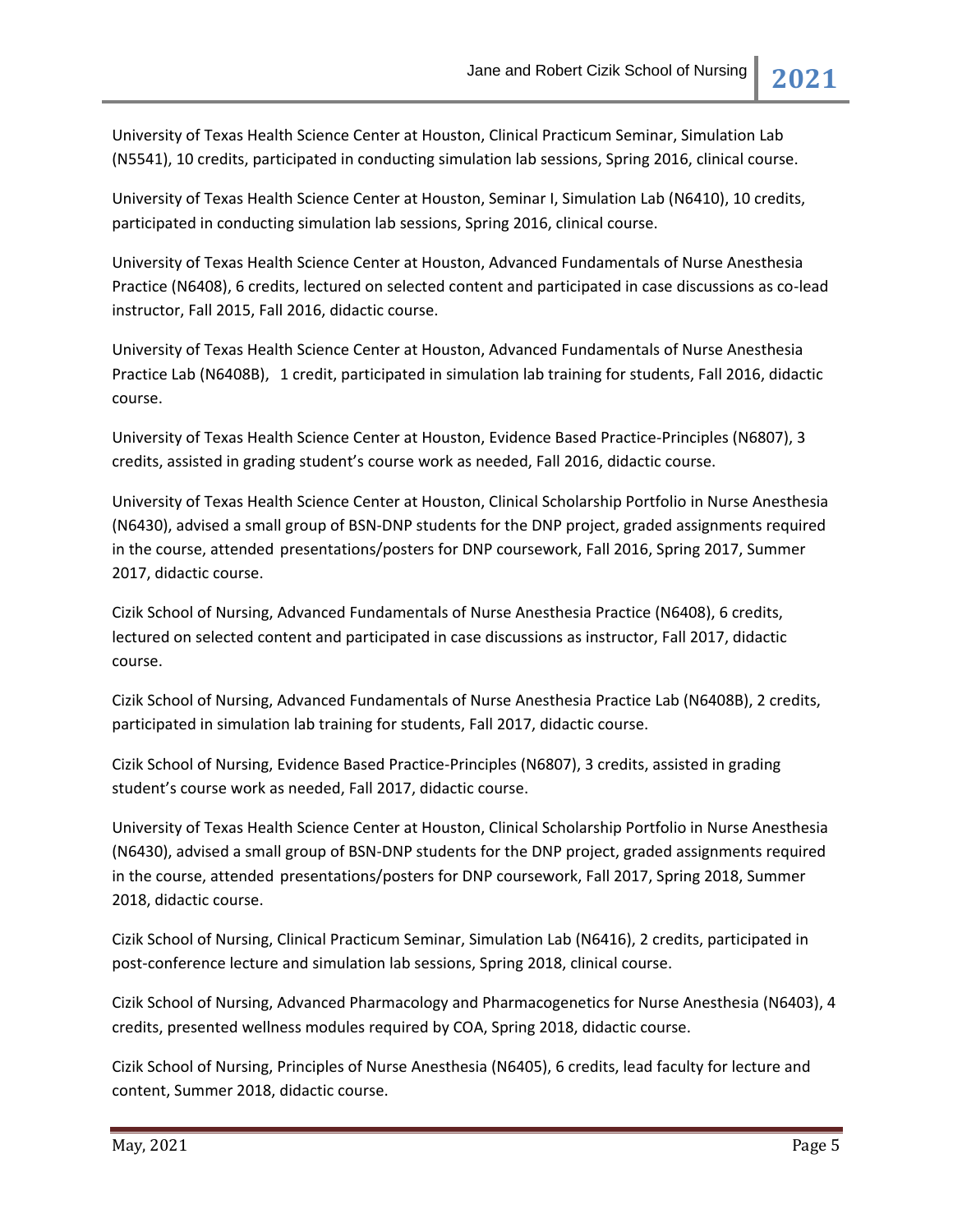University of Texas Health Science Center at Houston, Clinical Practicum Seminar, Simulation Lab (N5541), 10 credits, participated in conducting simulation lab sessions, Spring 2016, clinical course.

University of Texas Health Science Center at Houston, Seminar I, Simulation Lab (N6410), 10 credits, participated in conducting simulation lab sessions, Spring 2016, clinical course.

University of Texas Health Science Center at Houston, Advanced Fundamentals of Nurse Anesthesia Practice (N6408), 6 credits, lectured on selected content and participated in case discussions as co-lead instructor, Fall 2015, Fall 2016, didactic course.

University of Texas Health Science Center at Houston, Advanced Fundamentals of Nurse Anesthesia Practice Lab (N6408B), 1 credit, participated in simulation lab training for students, Fall 2016, didactic course.

University of Texas Health Science Center at Houston, Evidence Based Practice-Principles (N6807), 3 credits, assisted in grading student's course work as needed, Fall 2016, didactic course.

University of Texas Health Science Center at Houston, Clinical Scholarship Portfolio in Nurse Anesthesia (N6430), advised a small group of BSN-DNP students for the DNP project, graded assignments required in the course, attended presentations/posters for DNP coursework, Fall 2016, Spring 2017, Summer 2017, didactic course.

Cizik School of Nursing, Advanced Fundamentals of Nurse Anesthesia Practice (N6408), 6 credits, lectured on selected content and participated in case discussions as instructor, Fall 2017, didactic course.

Cizik School of Nursing, Advanced Fundamentals of Nurse Anesthesia Practice Lab (N6408B), 2 credits, participated in simulation lab training for students, Fall 2017, didactic course.

Cizik School of Nursing, Evidence Based Practice-Principles (N6807), 3 credits, assisted in grading student's course work as needed, Fall 2017, didactic course.

University of Texas Health Science Center at Houston, Clinical Scholarship Portfolio in Nurse Anesthesia (N6430), advised a small group of BSN-DNP students for the DNP project, graded assignments required in the course, attended presentations/posters for DNP coursework, Fall 2017, Spring 2018, Summer 2018, didactic course.

Cizik School of Nursing, Clinical Practicum Seminar, Simulation Lab (N6416), 2 credits, participated in post-conference lecture and simulation lab sessions, Spring 2018, clinical course.

Cizik School of Nursing, Advanced Pharmacology and Pharmacogenetics for Nurse Anesthesia (N6403), 4 credits, presented wellness modules required by COA, Spring 2018, didactic course.

Cizik School of Nursing, Principles of Nurse Anesthesia (N6405), 6 credits, lead faculty for lecture and content, Summer 2018, didactic course.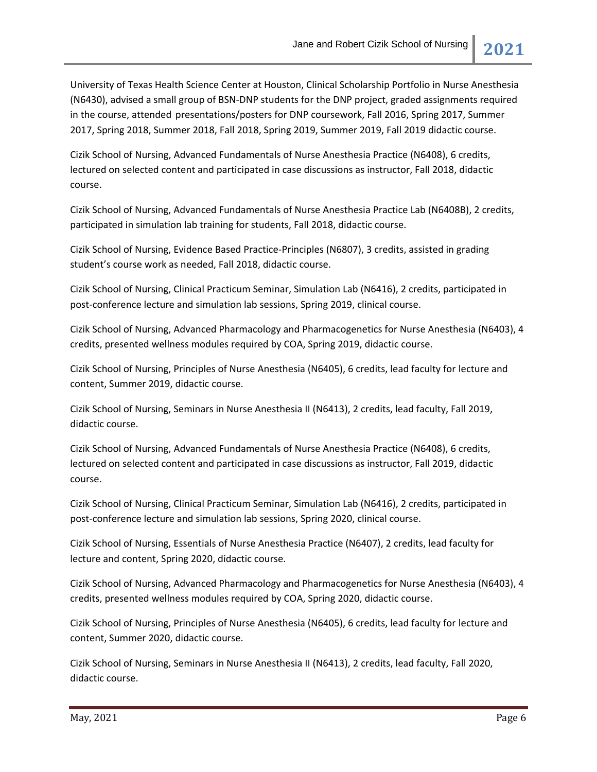University of Texas Health Science Center at Houston, Clinical Scholarship Portfolio in Nurse Anesthesia (N6430), advised a small group of BSN-DNP students for the DNP project, graded assignments required in the course, attended presentations/posters for DNP coursework, Fall 2016, Spring 2017, Summer 2017, Spring 2018, Summer 2018, Fall 2018, Spring 2019, Summer 2019, Fall 2019 didactic course.

Cizik School of Nursing, Advanced Fundamentals of Nurse Anesthesia Practice (N6408), 6 credits, lectured on selected content and participated in case discussions as instructor, Fall 2018, didactic course.

Cizik School of Nursing, Advanced Fundamentals of Nurse Anesthesia Practice Lab (N6408B), 2 credits, participated in simulation lab training for students, Fall 2018, didactic course.

Cizik School of Nursing, Evidence Based Practice-Principles (N6807), 3 credits, assisted in grading student's course work as needed, Fall 2018, didactic course.

Cizik School of Nursing, Clinical Practicum Seminar, Simulation Lab (N6416), 2 credits, participated in post-conference lecture and simulation lab sessions, Spring 2019, clinical course.

Cizik School of Nursing, Advanced Pharmacology and Pharmacogenetics for Nurse Anesthesia (N6403), 4 credits, presented wellness modules required by COA, Spring 2019, didactic course.

Cizik School of Nursing, Principles of Nurse Anesthesia (N6405), 6 credits, lead faculty for lecture and content, Summer 2019, didactic course.

Cizik School of Nursing, Seminars in Nurse Anesthesia II (N6413), 2 credits, lead faculty, Fall 2019, didactic course.

Cizik School of Nursing, Advanced Fundamentals of Nurse Anesthesia Practice (N6408), 6 credits, lectured on selected content and participated in case discussions as instructor, Fall 2019, didactic course.

Cizik School of Nursing, Clinical Practicum Seminar, Simulation Lab (N6416), 2 credits, participated in post-conference lecture and simulation lab sessions, Spring 2020, clinical course.

Cizik School of Nursing, Essentials of Nurse Anesthesia Practice (N6407), 2 credits, lead faculty for lecture and content, Spring 2020, didactic course.

Cizik School of Nursing, Advanced Pharmacology and Pharmacogenetics for Nurse Anesthesia (N6403), 4 credits, presented wellness modules required by COA, Spring 2020, didactic course.

Cizik School of Nursing, Principles of Nurse Anesthesia (N6405), 6 credits, lead faculty for lecture and content, Summer 2020, didactic course.

Cizik School of Nursing, Seminars in Nurse Anesthesia II (N6413), 2 credits, lead faculty, Fall 2020, didactic course.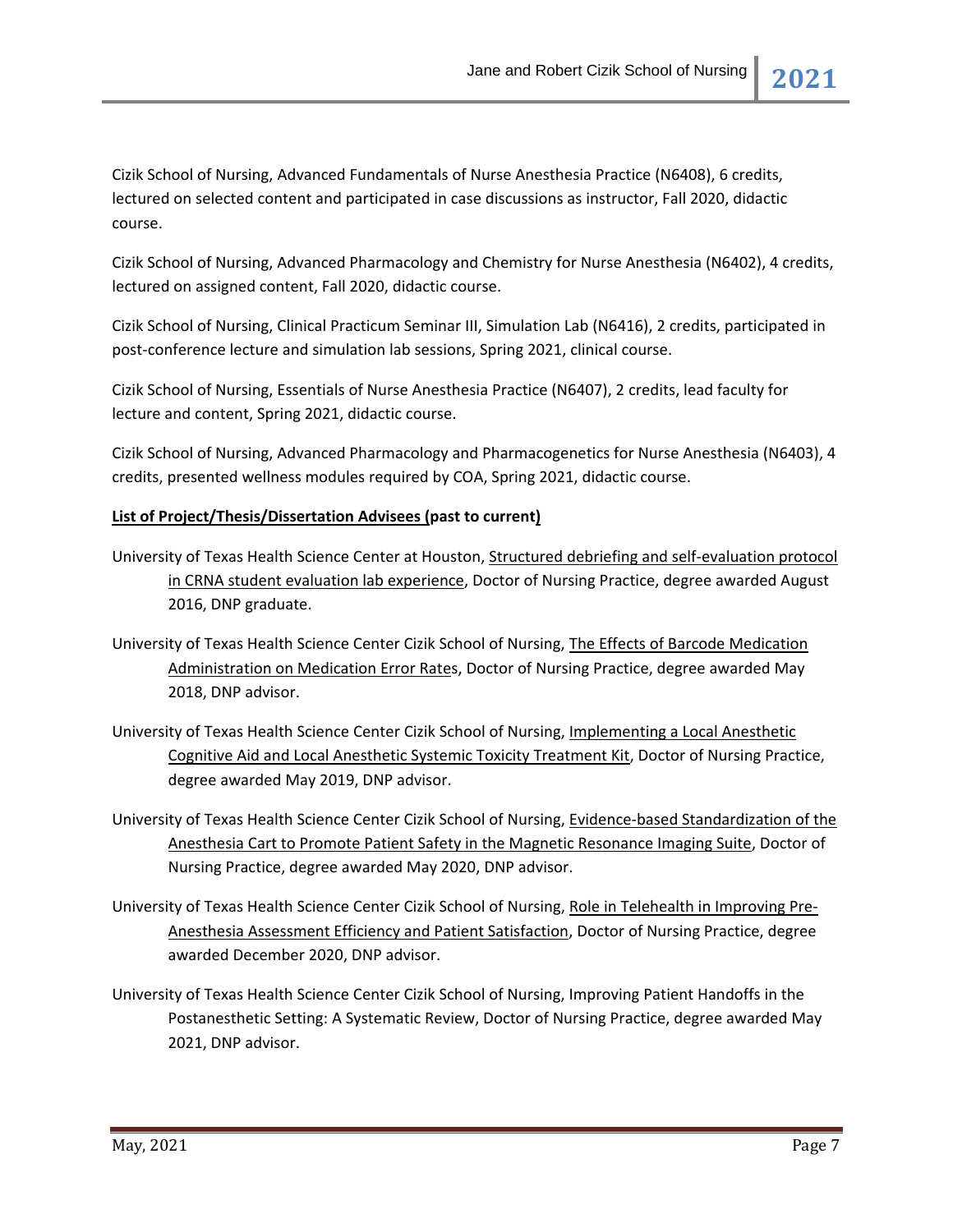Cizik School of Nursing, Advanced Fundamentals of Nurse Anesthesia Practice (N6408), 6 credits, lectured on selected content and participated in case discussions as instructor, Fall 2020, didactic course.

Cizik School of Nursing, Advanced Pharmacology and Chemistry for Nurse Anesthesia (N6402), 4 credits, lectured on assigned content, Fall 2020, didactic course.

Cizik School of Nursing, Clinical Practicum Seminar III, Simulation Lab (N6416), 2 credits, participated in post-conference lecture and simulation lab sessions, Spring 2021, clinical course.

Cizik School of Nursing, Essentials of Nurse Anesthesia Practice (N6407), 2 credits, lead faculty for lecture and content, Spring 2021, didactic course.

Cizik School of Nursing, Advanced Pharmacology and Pharmacogenetics for Nurse Anesthesia (N6403), 4 credits, presented wellness modules required by COA, Spring 2021, didactic course.

**List of Project/Thesis/Dissertation Advisees (past to current)**

University of Texas Health Science Center at Houston, Structured debriefing and self-evaluation protocol in CRNA student evaluation lab experience, Doctor of Nursing Practice, degree awarded August 2016, DNP graduate.

University of Texas Health Science Center Cizik School of Nursing, The Effects of Barcode Medication Administration on Medication Error Rates, Doctor of Nursing Practice, degree awarded May 2018, DNP advisor.

University of Texas Health Science Center Cizik School of Nursing, Implementing a Local Anesthetic Cognitive Aid and Local Anesthetic Systemic Toxicity Treatment Kit, Doctor of Nursing Practice, degree awarded May 2019, DNP advisor.

University of Texas Health Science Center Cizik School of Nursing, Evidence-based Standardization of the Anesthesia Cart to Promote Patient Safety in the Magnetic Resonance Imaging Suite, Doctor of Nursing Practice, degree awarded May 2020, DNP advisor.

University of Texas Health Science Center Cizik School of Nursing, Role in Telehealth in Improving Pre-Anesthesia Assessment Efficiency and Patient Satisfaction, Doctor of Nursing Practice, degree awarded December 2020, DNP advisor.

University of Texas Health Science Center Cizik School of Nursing, Improving Patient Handoffs in the Postanesthetic Setting: A Systematic Review, Doctor of Nursing Practice, degree awarded May 2021, DNP advisor.